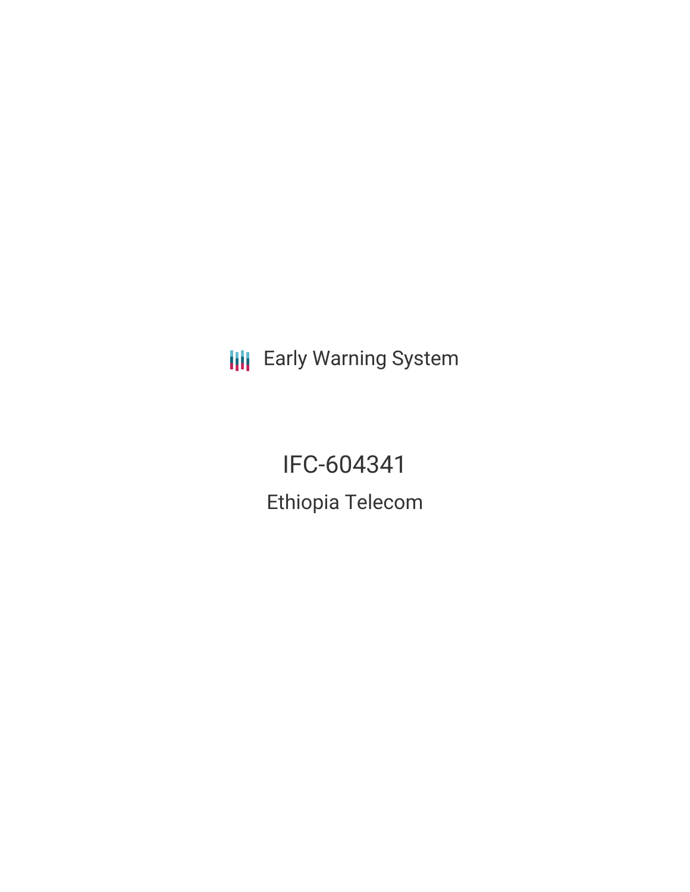Early Warning System

# IFC-604341

## Ethiopia Telecom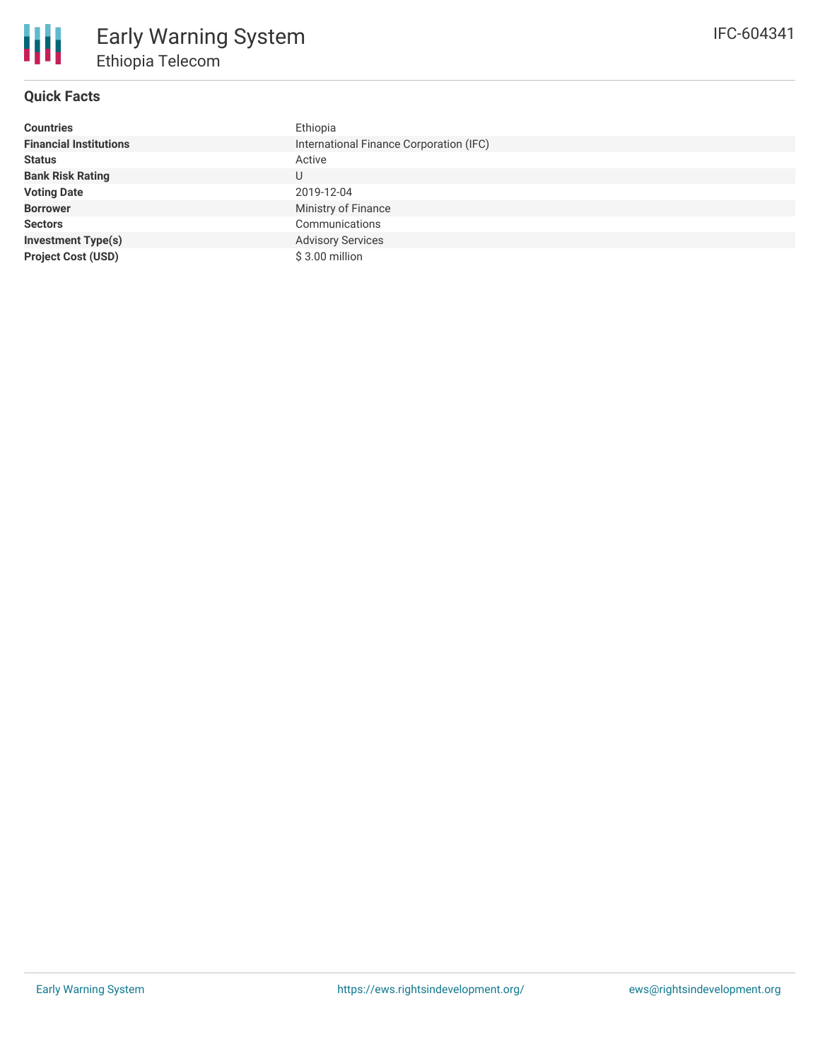# Early Warning System

## Ethiopia Telecom

IFC-604341

### Quick Facts

| | |
|---|---|
| **Countries** | Ethiopia |
| **Financial Institutions** | International Finance Corporation (IFC) |
| **Status** | Active |
| **Bank Risk Rating** | U |
| **Voting Date** | 2019-12-04 |
| **Borrower** | Ministry of Finance |
| **Sectors** | Communications |
| **Investment Type(s)** | Advisory Services |
| **Project Cost (USD)** | $ 3.00 million |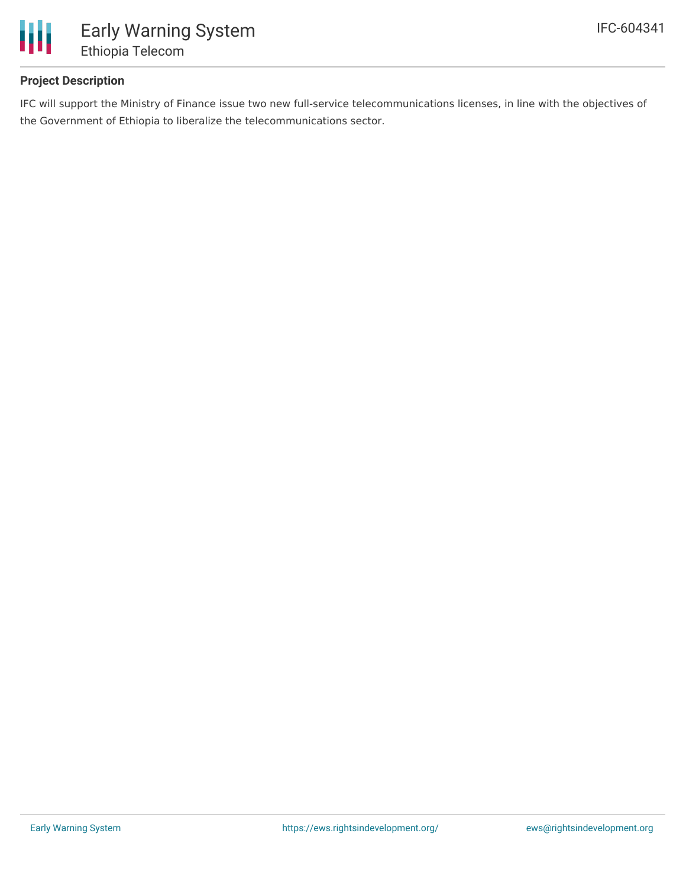### Project Description

IFC will support the Ministry of Finance issue two new full-service telecommunications licenses, in line with the objectives of the Government of Ethiopia to liberalize the telecommunications sector.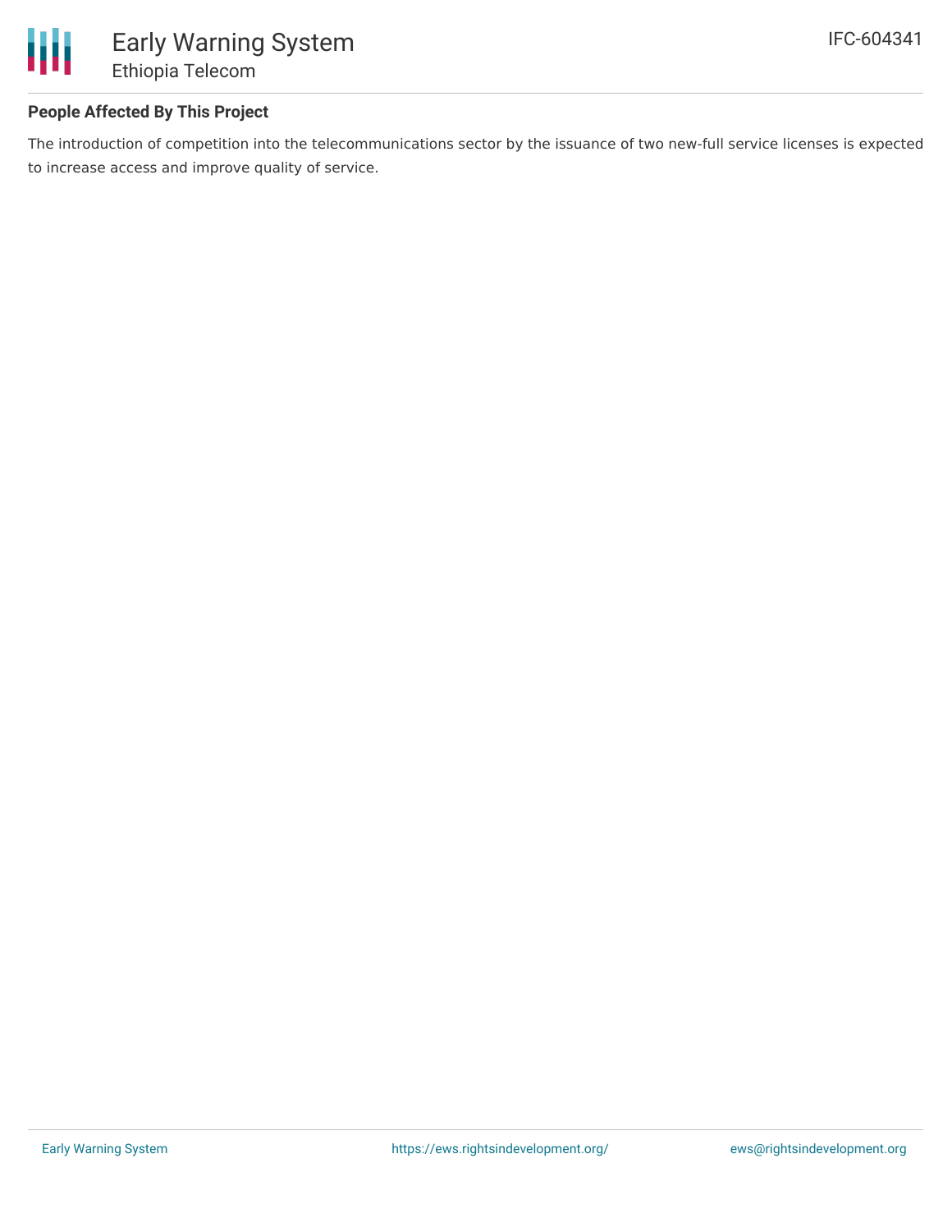## People Affected By This Project

The introduction of competition into the telecommunications sector by the issuance of two new-full service licenses is expected to increase access and improve quality of service.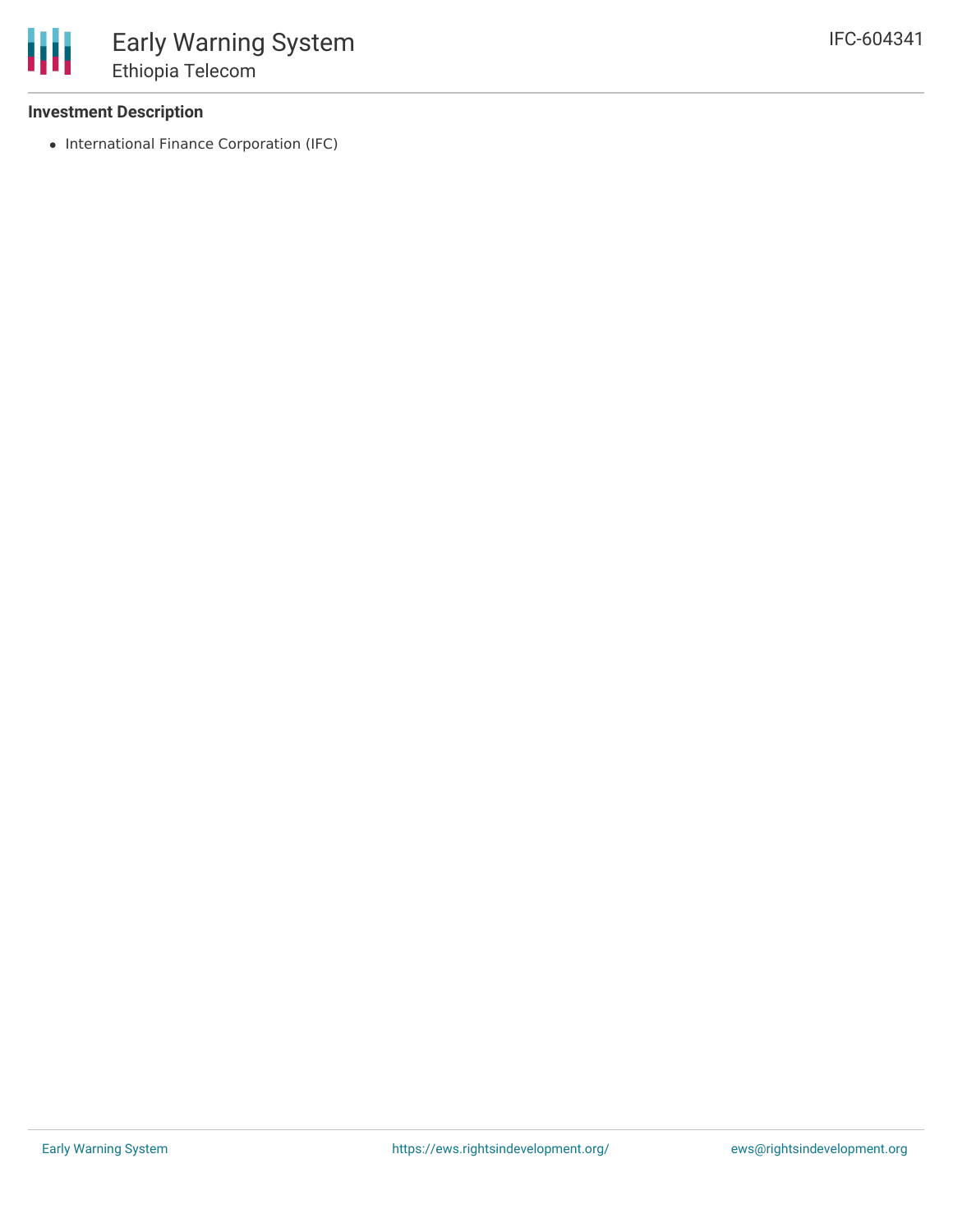### Investment Description

- International Finance Corporation (IFC)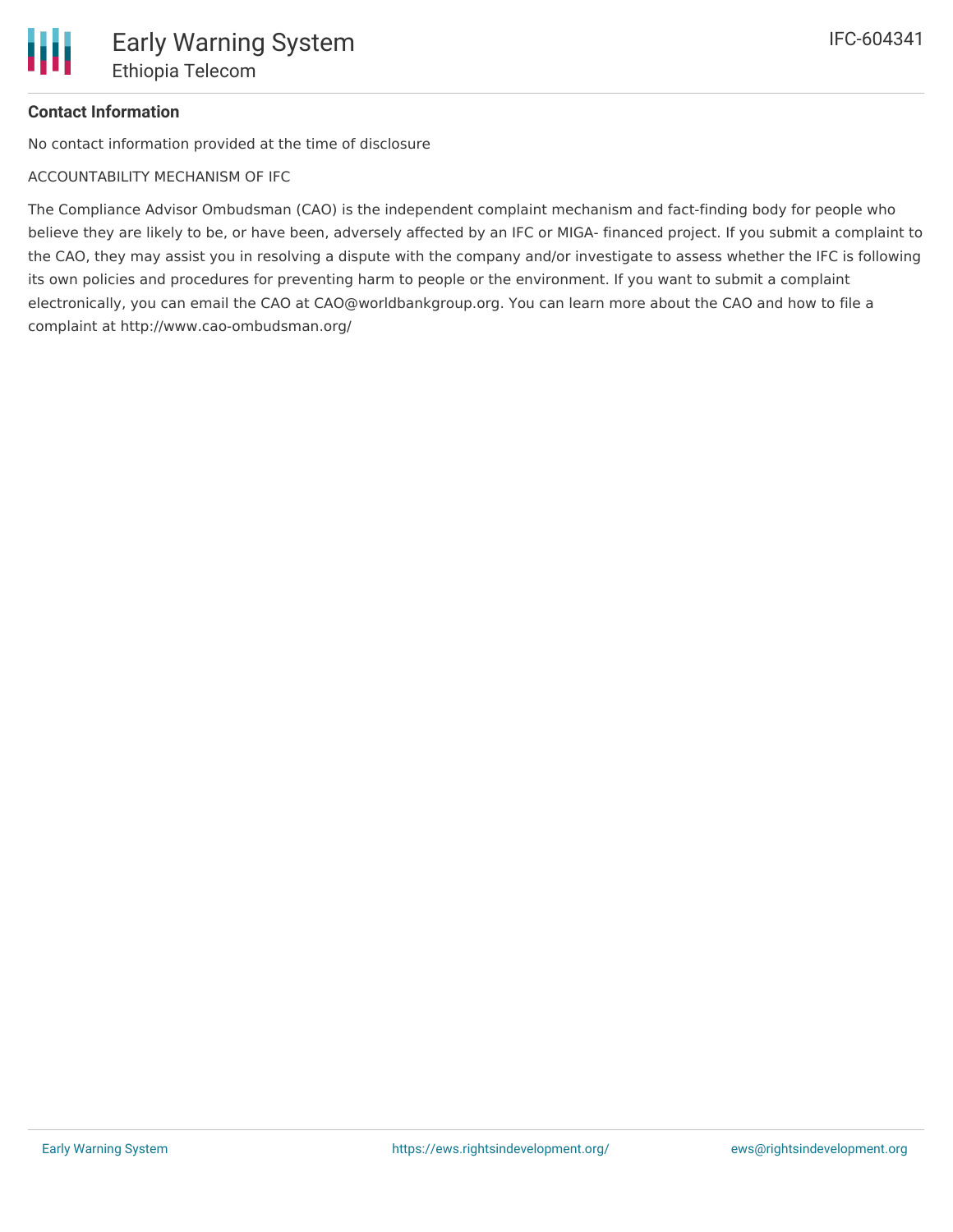**Contact Information**

No contact information provided at the time of disclosure

ACCOUNTABILITY MECHANISM OF IFC

The Compliance Advisor Ombudsman (CAO) is the independent complaint mechanism and fact-finding body for people who believe they are likely to be, or have been, adversely affected by an IFC or MIGA- financed project. If you submit a complaint to the CAO, they may assist you in resolving a dispute with the company and/or investigate to assess whether the IFC is following its own policies and procedures for preventing harm to people or the environment. If you want to submit a complaint electronically, you can email the CAO at CAO@worldbankgroup.org. You can learn more about the CAO and how to file a complaint at http://www.cao-ombudsman.org/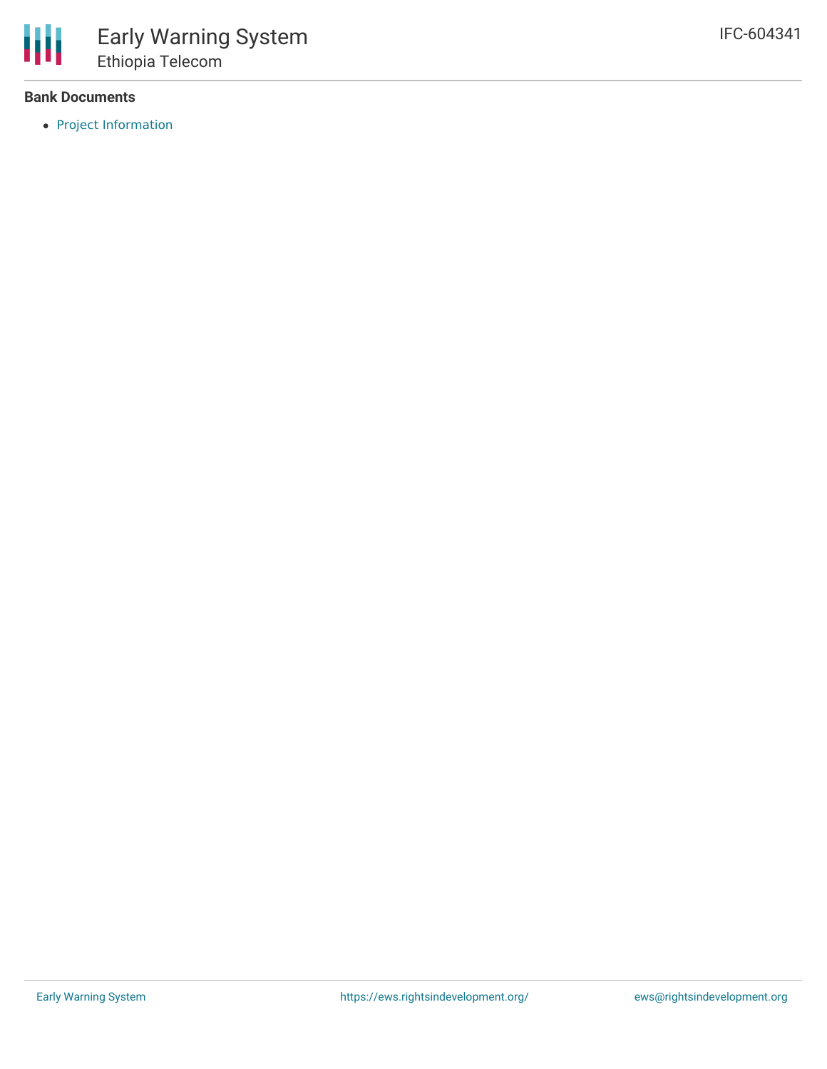**Bank Documents**

- Project Information